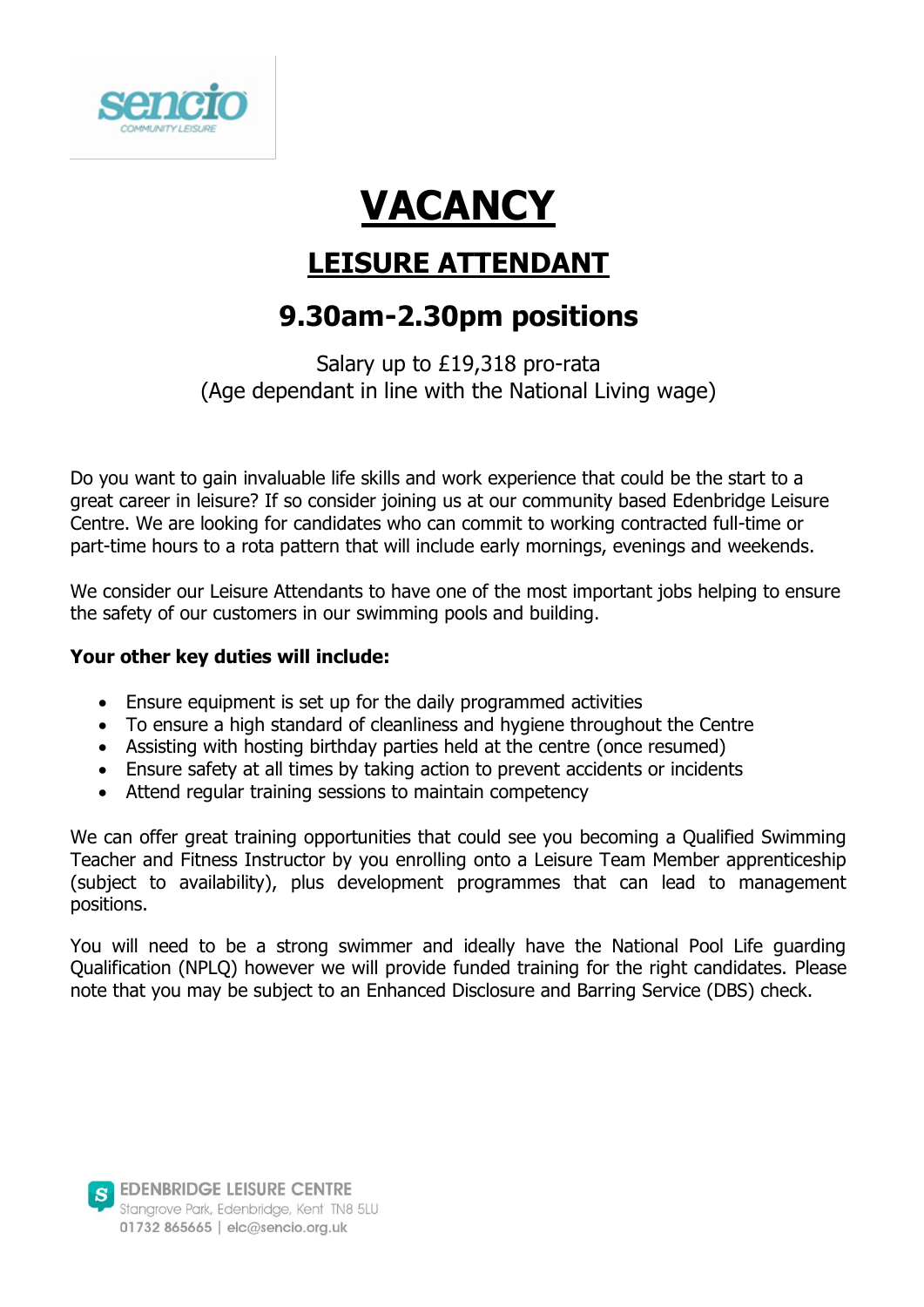sencio
COMMUNITY LEISURE

# VACANCY

## LEISURE ATTENDANT

## 9.30am-2.30pm positions

Salary up to £19,318 pro-rata
(Age dependant in line with the National Living wage)

Do you want to gain invaluable life skills and work experience that could be the start to a great career in leisure? If so consider joining us at our community based Edenbridge Leisure Centre. We are looking for candidates who can commit to working contracted full-time or part-time hours to a rota pattern that will include early mornings, evenings and weekends.

We consider our Leisure Attendants to have one of the most important jobs helping to ensure the safety of our customers in our swimming pools and building.

**Your other key duties will include:**

- Ensure equipment is set up for the daily programmed activities
- To ensure a high standard of cleanliness and hygiene throughout the Centre
- Assisting with hosting birthday parties held at the centre (once resumed)
- Ensure safety at all times by taking action to prevent accidents or incidents
- Attend regular training sessions to maintain competency

We can offer great training opportunities that could see you becoming a Qualified Swimming Teacher and Fitness Instructor by you enrolling onto a Leisure Team Member apprenticeship (subject to availability), plus development programmes that can lead to management positions.

You will need to be a strong swimmer and ideally have the National Pool Life guarding Qualification (NPLQ) however we will provide funded training for the right candidates. Please note that you may be subject to an Enhanced Disclosure and Barring Service (DBS) check.

EDENBRIDGE LEISURE CENTRE
Stangrove Park, Edenbridge, Kent TN8 5LU
01732 865665 | elc@sencio.org.uk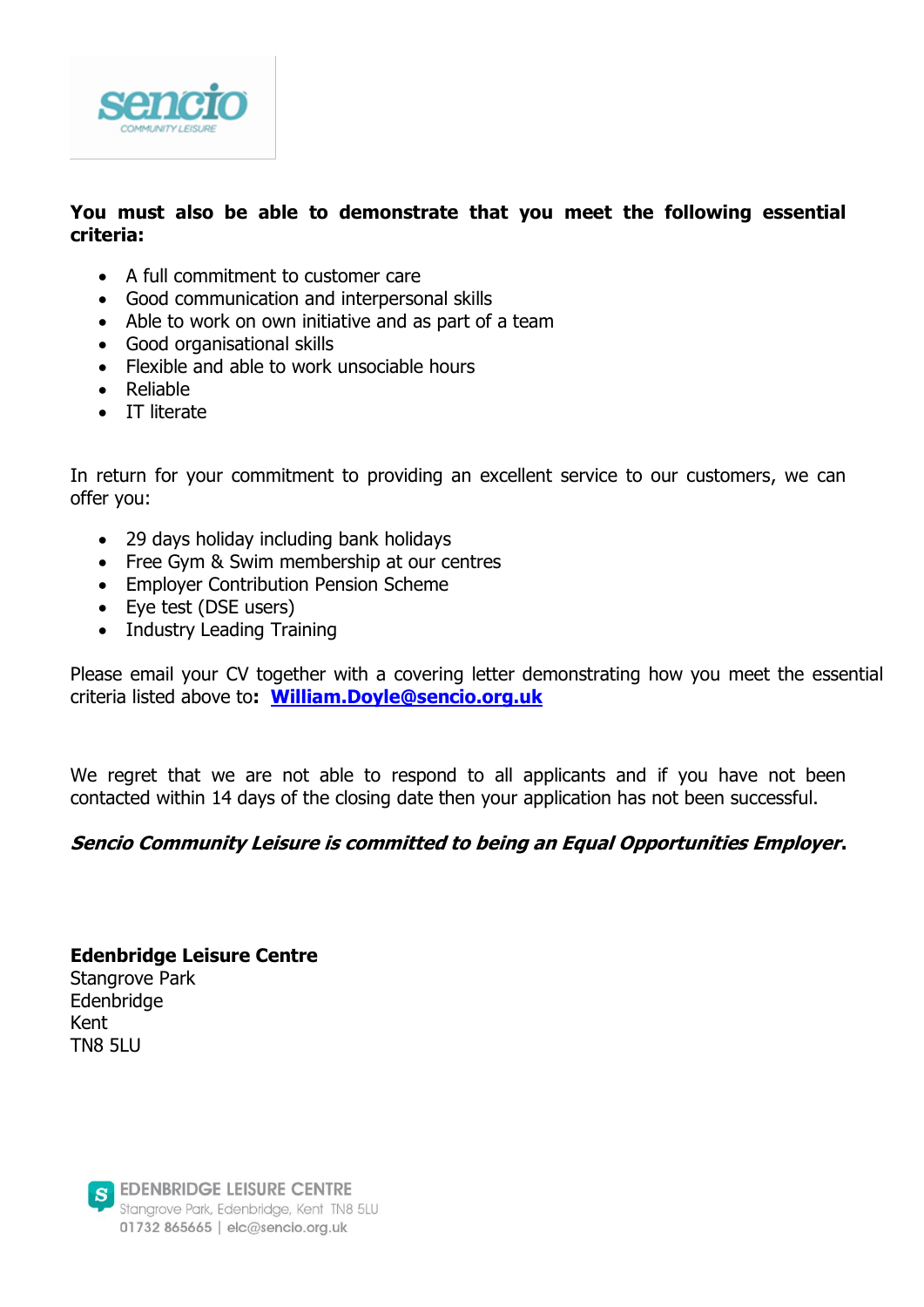**You must also be able to demonstrate that you meet the following essential criteria:**

- A full commitment to customer care
- Good communication and interpersonal skills
- Able to work on own initiative and as part of a team
- Good organisational skills
- Flexible and able to work unsociable hours
- Reliable
- IT literate

In return for your commitment to providing an excellent service to our customers, we can offer you:

- 29 days holiday including bank holidays
- Free Gym & Swim membership at our centres
- Employer Contribution Pension Scheme
- Eye test (DSE users)
- Industry Leading Training

Please email your CV together with a covering letter demonstrating how you meet the essential criteria listed above to**: [William.Doyle@sencio.org.uk](mailto:William.Doyle@sencio.org.uk)**

We regret that we are not able to respond to all applicants and if you have not been contacted within 14 days of the closing date then your application has not been successful.

***Sencio Community Leisure is committed to being an Equal Opportunities Employer*.**

**Edenbridge Leisure Centre**
Stangrove Park
Edenbridge
Kent
TN8 5LU

EDENBRIDGE LEISURE CENTRE
Stangrove Park, Edenbridge, Kent TN8 5LU
01732 865665 | elc@sencio.org.uk